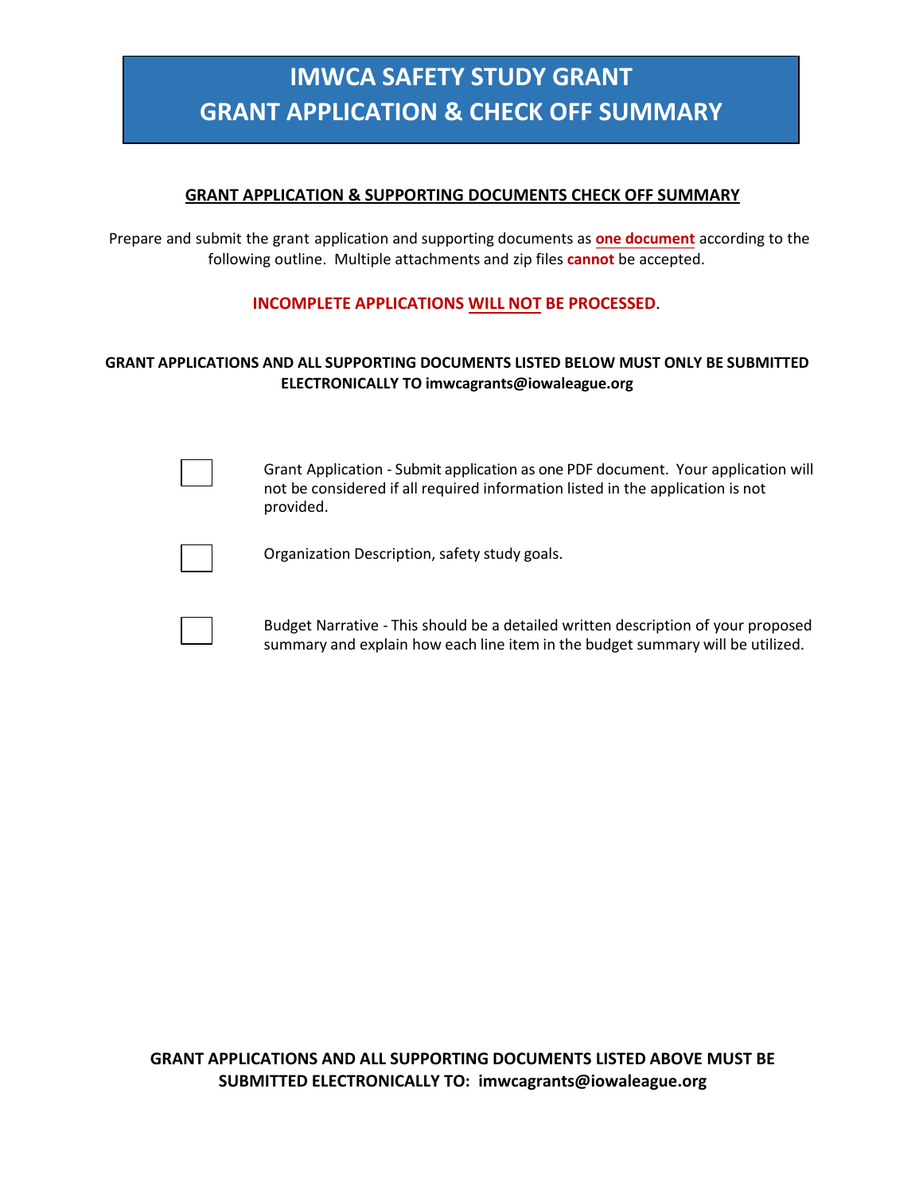# IMWCA SAFETY STUDY GRANT
# GRANT APPLICATION & CHECK OFF SUMMARY

## GRANT APPLICATION & SUPPORTING DOCUMENTS CHECK OFF SUMMARY

Prepare and submit the grant application and supporting documents as **one document** according to the following outline. Multiple attachments and zip files **cannot** be accepted.

**INCOMPLETE APPLICATIONS WILL NOT BE PROCESSED**.

**GRANT APPLICATIONS AND ALL SUPPORTING DOCUMENTS LISTED BELOW MUST ONLY BE SUBMITTED ELECTRONICALLY TO imwcagrants@iowaleague.org**

- [ ] Grant Application - Submit application as one PDF document. Your application will not be considered if all required information listed in the application is not provided.
- [ ] Organization Description, safety study goals.
- [ ] Budget Narrative - This should be a detailed written description of your proposed summary and explain how each line item in the budget summary will be utilized.

**GRANT APPLICATIONS AND ALL SUPPORTING DOCUMENTS LISTED ABOVE MUST BE SUBMITTED ELECTRONICALLY TO: imwcagrants@iowaleague.org**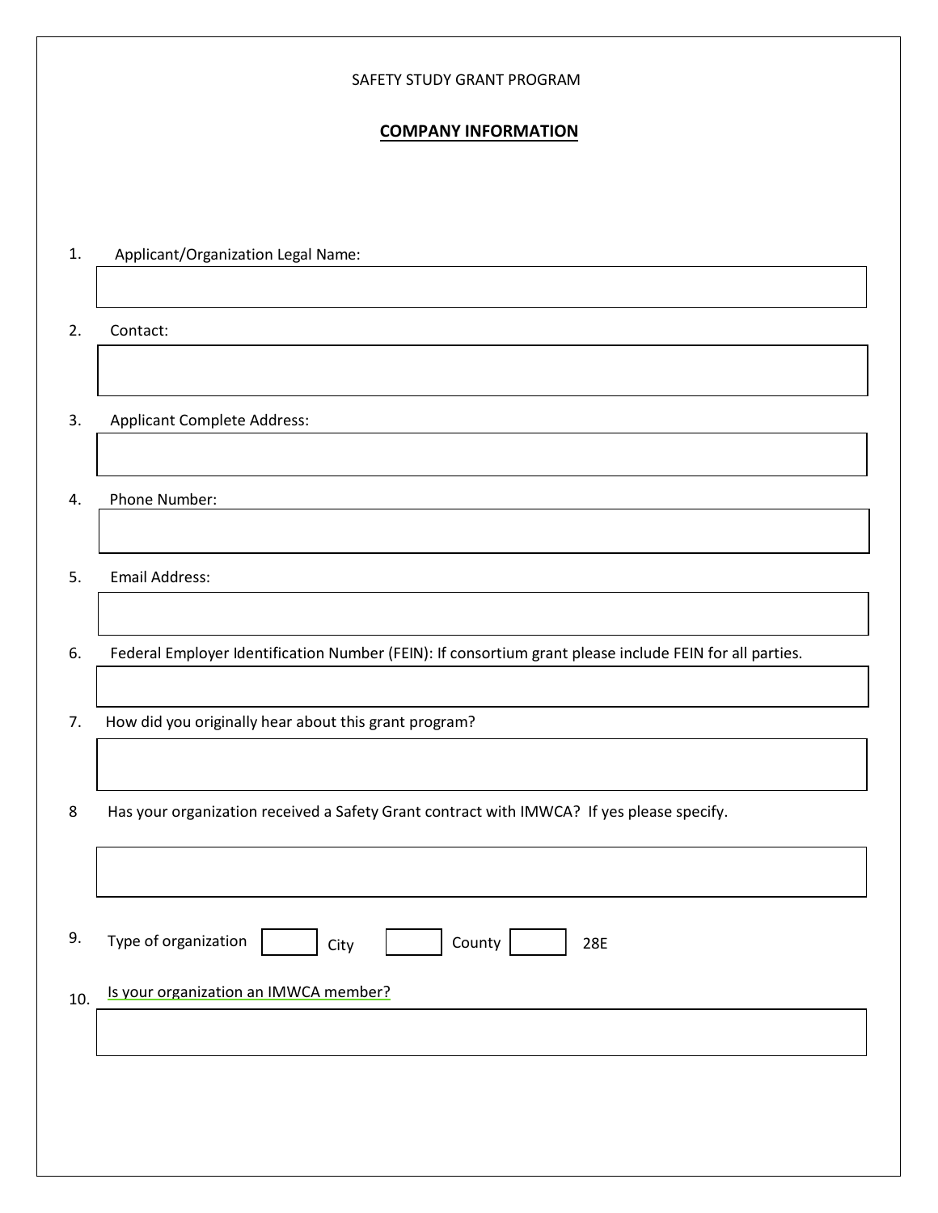SAFETY STUDY GRANT PROGRAM

## COMPANY INFORMATION

1. Applicant/Organization Legal Name:

2. Contact:

3. Applicant Complete Address:

4. Phone Number:

5. Email Address:

6. Federal Employer Identification Number (FEIN): If consortium grant please include FEIN for all parties.

7. How did you originally hear about this grant program?

8 Has your organization received a Safety Grant contract with IMWCA? If yes please specify.

9. Type of organization ☐ City ☐ County ☐ 28E

10. Is your organization an IMWCA member?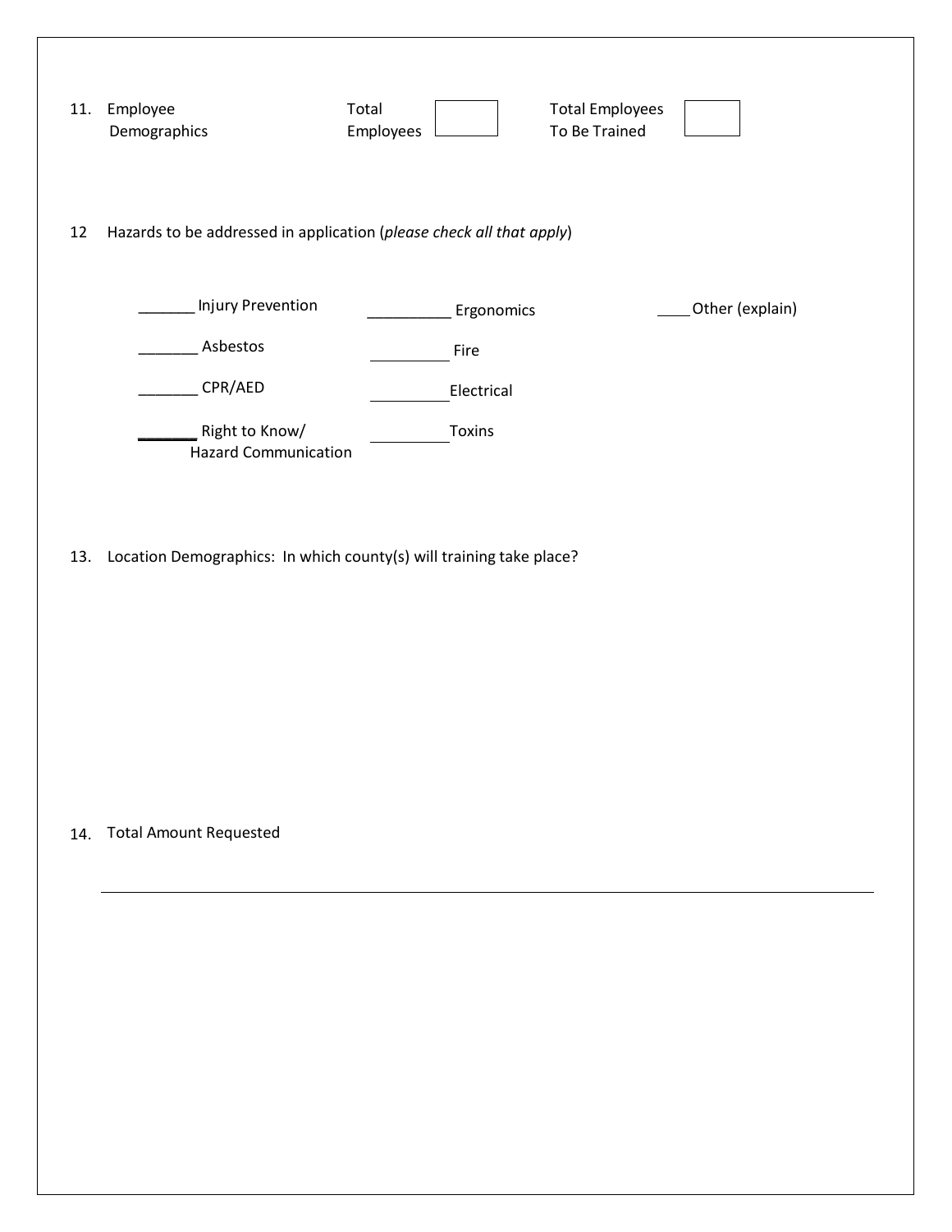11. Employee Demographics

| Total Employees | | Total Employees To Be Trained | |
|---|---|---|---|

12 Hazards to be addressed in application (*please check all that apply*)

_______ Injury Prevention

__________ Ergonomics

____Other (explain)

_______ Asbestos

__________ Fire

_______ CPR/AED

__________ Electrical

_______ Right to Know/ Hazard Communication

__________ Toxins

13. Location Demographics: In which county(s) will training take place?

14. Total Amount Requested

______________________________________________________________________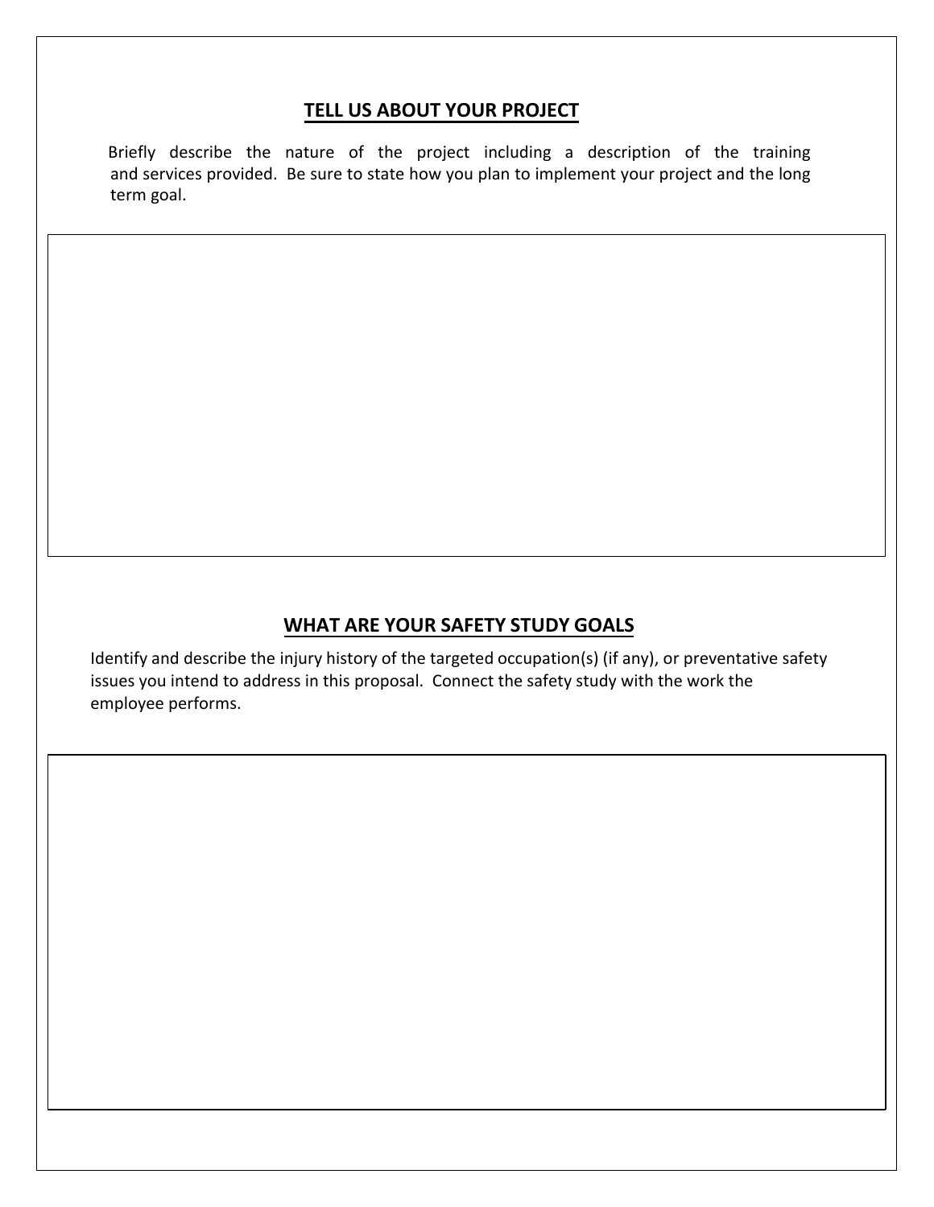## TELL US ABOUT YOUR PROJECT

Briefly describe the nature of the project including a description of the training and services provided. Be sure to state how you plan to implement your project and the long term goal.

## WHAT ARE YOUR SAFETY STUDY GOALS

Identify and describe the injury history of the targeted occupation(s) (if any), or preventative safety issues you intend to address in this proposal. Connect the safety study with the work the employee performs.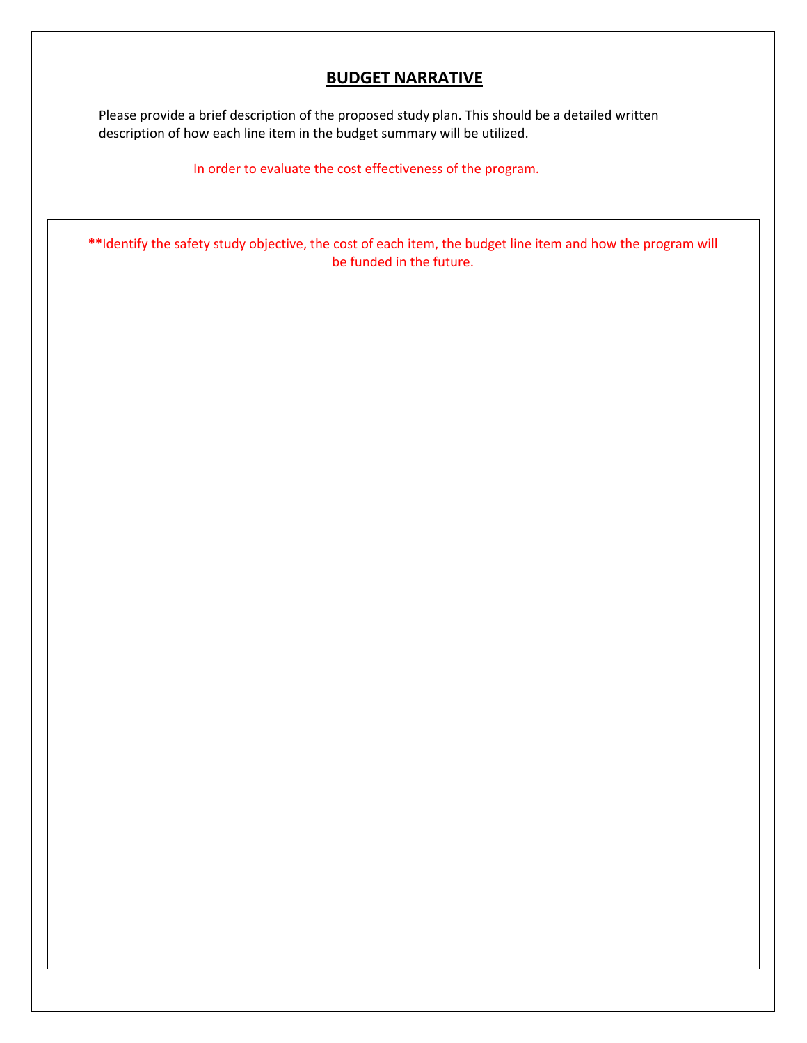# BUDGET NARRATIVE

Please provide a brief description of the proposed study plan. This should be a detailed written description of how each line item in the budget summary will be utilized.

In order to evaluate the cost effectiveness of the program.

**Identify the safety study objective, the cost of each item, the budget line item and how the program will be funded in the future.